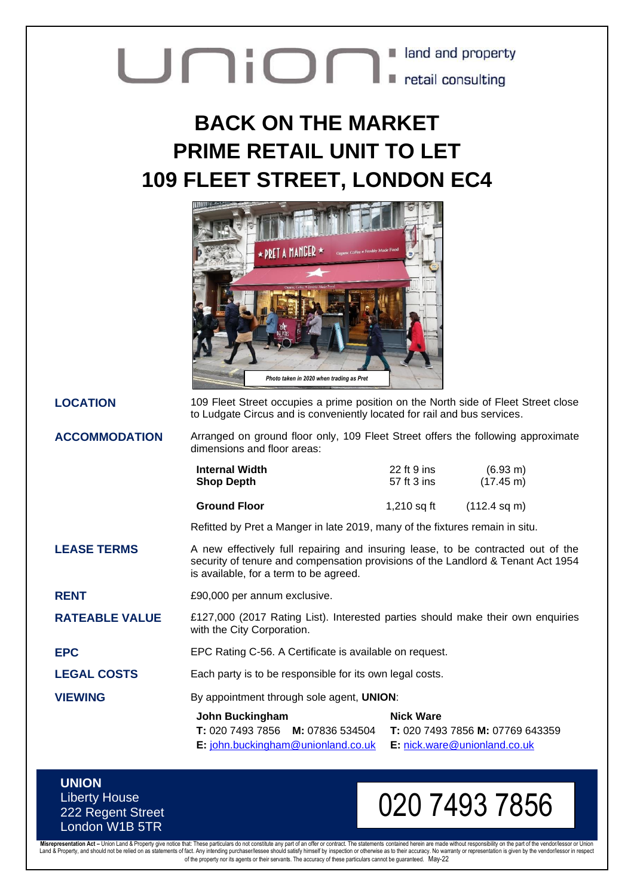union: land and property | retail consulting

# BACK ON THE MARKET
# PRIME RETAIL UNIT TO LET
# 109 FLEET STREET, LONDON EC4

*Photo taken in 2020 when trading as Pret*

**LOCATION**

109 Fleet Street occupies a prime position on the North side of Fleet Street close to Ludgate Circus and is conveniently located for rail and bus services.

**ACCOMMODATION**

Arranged on ground floor only, 109 Fleet Street offers the following approximate dimensions and floor areas:

| | | |
|---|---|---|
| **Internal Width** | 22 ft 9 ins | (6.93 m) |
| **Shop Depth** | 57 ft 3 ins | (17.45 m) |
| **Ground Floor** | 1,210 sq ft | (112.4 sq m) |

Refitted by Pret a Manger in late 2019, many of the fixtures remain in situ.

**LEASE TERMS**

A new effectively full repairing and insuring lease, to be contracted out of the security of tenure and compensation provisions of the Landlord & Tenant Act 1954 is available, for a term to be agreed.

**RENT**

£90,000 per annum exclusive.

**RATEABLE VALUE**

£127,000 (2017 Rating List). Interested parties should make their own enquiries with the City Corporation.

**EPC**

EPC Rating C-56. A Certificate is available on request.

**LEGAL COSTS**

Each party is to be responsible for its own legal costs.

**VIEWING**

By appointment through sole agent, **UNION**:

**John Buckingham**
**T:** 020 7493 7856 **M:** 07836 534504
**E:** john.buckingham@unionland.co.uk

**Nick Ware**
**T:** 020 7493 7856 **M:** 07769 643359
**E:** nick.ware@unionland.co.uk

**UNION**
Liberty House
222 Regent Street
London W1B 5TR

020 7493 7856

**Misrepresentation Act** – Union Land & Property give notice that: These particulars do not constitute any part of an offer or contract. The statements contained herein are made without responsibility on the part of the vendor/lessor or Union Land & Property, and should not be relied on as statements of fact. Any intending purchaser/lessee should satisfy himself by inspection or otherwise as to their accuracy. No warranty or representation is given by the vendor/lessor in respect of the property nor its agents or their servants. The accuracy of these particulars cannot be guaranteed. May-22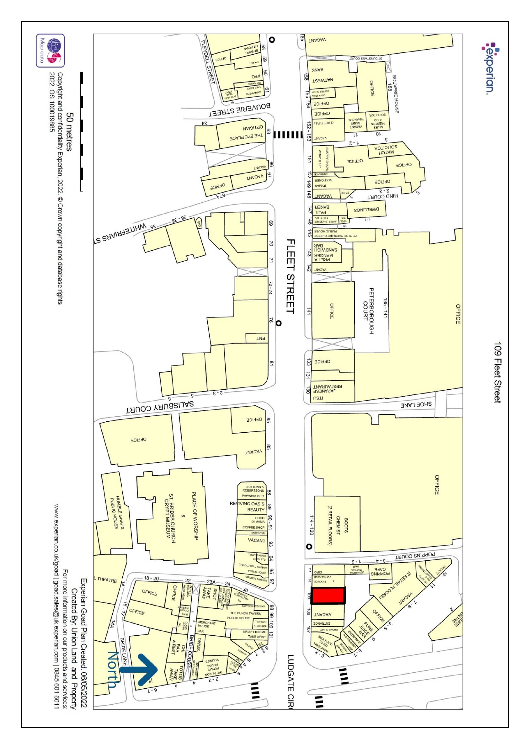# 109 Fleet Street

50 metres

Copyright and confidentiality Experian, 2022. © Crown copyright and database rights 2022. OS 100019885

Map data

Experian Goad Plan Created: 06/05/2022
Created By: Union Land and Property

For more information on our products and services:
www.experian.co.uk/goad | goad.sales@uk.experian.com | 0845 601 6011